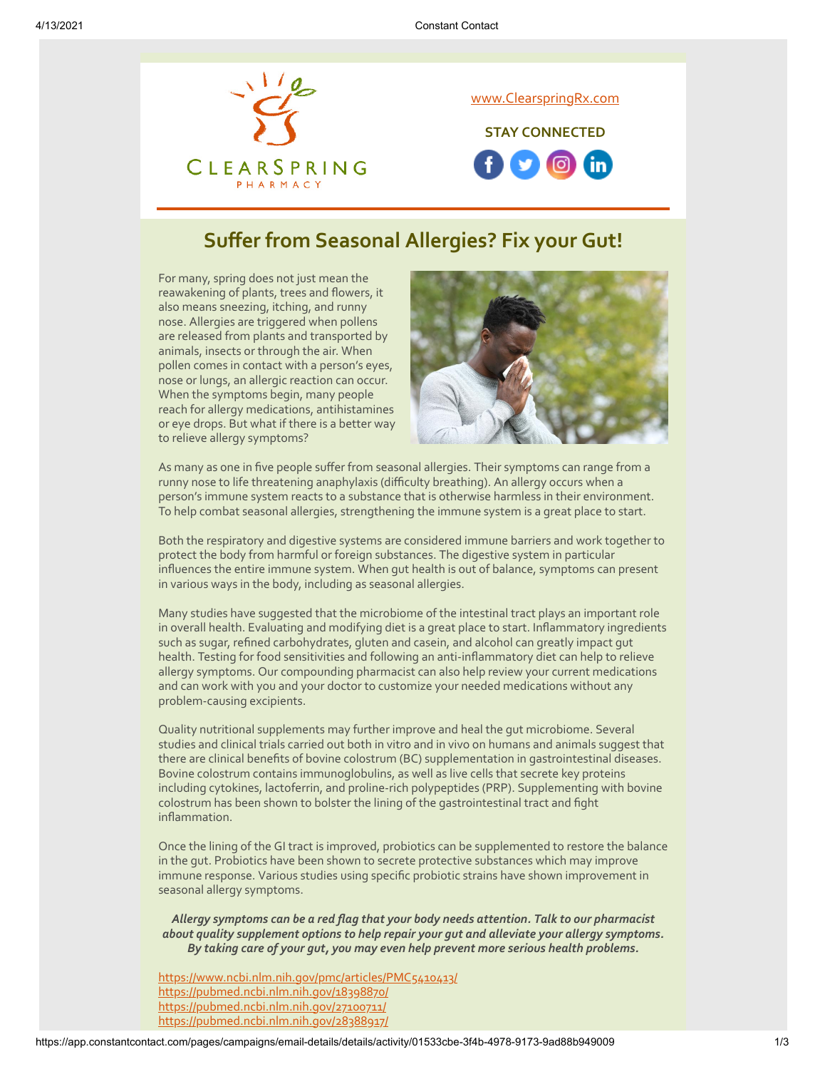CLEARSPRING PHARMACY

[www.ClearspringRx.com](https://www.ClearspringRx.com)

**STAY CONNECTED**

## Suffer from Seasonal Allergies? Fix your Gut!

For many, spring does not just mean the reawakening of plants, trees and flowers, it also means sneezing, itching, and runny nose. Allergies are triggered when pollens are released from plants and transported by animals, insects or through the air. When pollen comes in contact with a person's eyes, nose or lungs, an allergic reaction can occur. When the symptoms begin, many people reach for allergy medications, antihistamines or eye drops. But what if there is a better way to relieve allergy symptoms?

As many as one in five people suffer from seasonal allergies. Their symptoms can range from a runny nose to life threatening anaphylaxis (difficulty breathing). An allergy occurs when a person's immune system reacts to a substance that is otherwise harmless in their environment. To help combat seasonal allergies, strengthening the immune system is a great place to start.

Both the respiratory and digestive systems are considered immune barriers and work together to protect the body from harmful or foreign substances. The digestive system in particular influences the entire immune system. When gut health is out of balance, symptoms can present in various ways in the body, including as seasonal allergies.

Many studies have suggested that the microbiome of the intestinal tract plays an important role in overall health. Evaluating and modifying diet is a great place to start. Inflammatory ingredients such as sugar, refined carbohydrates, gluten and casein, and alcohol can greatly impact gut health. Testing for food sensitivities and following an anti-inflammatory diet can help to relieve allergy symptoms. Our compounding pharmacist can also help review your current medications and can work with you and your doctor to customize your needed medications without any problem-causing excipients.

Quality nutritional supplements may further improve and heal the gut microbiome. Several studies and clinical trials carried out both in vitro and in vivo on humans and animals suggest that there are clinical benefits of bovine colostrum (BC) supplementation in gastrointestinal diseases. Bovine colostrum contains immunoglobulins, as well as live cells that secrete key proteins including cytokines, lactoferrin, and proline-rich polypeptides (PRP). Supplementing with bovine colostrum has been shown to bolster the lining of the gastrointestinal tract and fight inflammation.

Once the lining of the GI tract is improved, probiotics can be supplemented to restore the balance in the gut. Probiotics have been shown to secrete protective substances which may improve immune response. Various studies using specific probiotic strains have shown improvement in seasonal allergy symptoms.

***Allergy symptoms can be a red flag that your body needs attention. Talk to our pharmacist about quality supplement options to help repair your gut and alleviate your allergy symptoms. By taking care of your gut, you may even help prevent more serious health problems.***

https://www.ncbi.nlm.nih.gov/pmc/articles/PMC5410413/
https://pubmed.ncbi.nlm.nih.gov/18398870/
https://pubmed.ncbi.nlm.nih.gov/27100711/
https://pubmed.ncbi.nlm.nih.gov/28388917/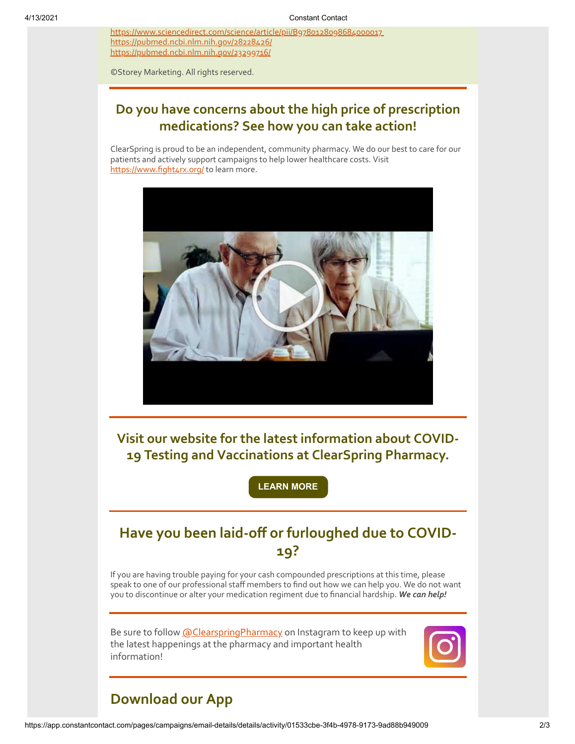https://www.sciencedirect.com/science/article/pii/B9780128098684000017
https://pubmed.ncbi.nlm.nih.gov/28228426/
https://pubmed.ncbi.nlm.nih.gov/23299716/

©Storey Marketing. All rights reserved.

## Do you have concerns about the high price of prescription medications? See how you can take action!

ClearSpring is proud to be an independent, community pharmacy. We do our best to care for our patients and actively support campaigns to help lower healthcare costs. Visit https://www.fight4rx.org/ to learn more.

## Visit our website for the latest information about COVID-19 Testing and Vaccinations at ClearSpring Pharmacy.

**LEARN MORE**

## Have you been laid-off or furloughed due to COVID-19?

If you are having trouble paying for your cash compounded prescriptions at this time, please speak to one of our professional staff members to find out how we can help you. We do not want you to discontinue or alter your medication regiment due to financial hardship. ***We can help!***

Be sure to follow @ClearspringPharmacy on Instagram to keep up with the latest happenings at the pharmacy and important health information!

## Download our App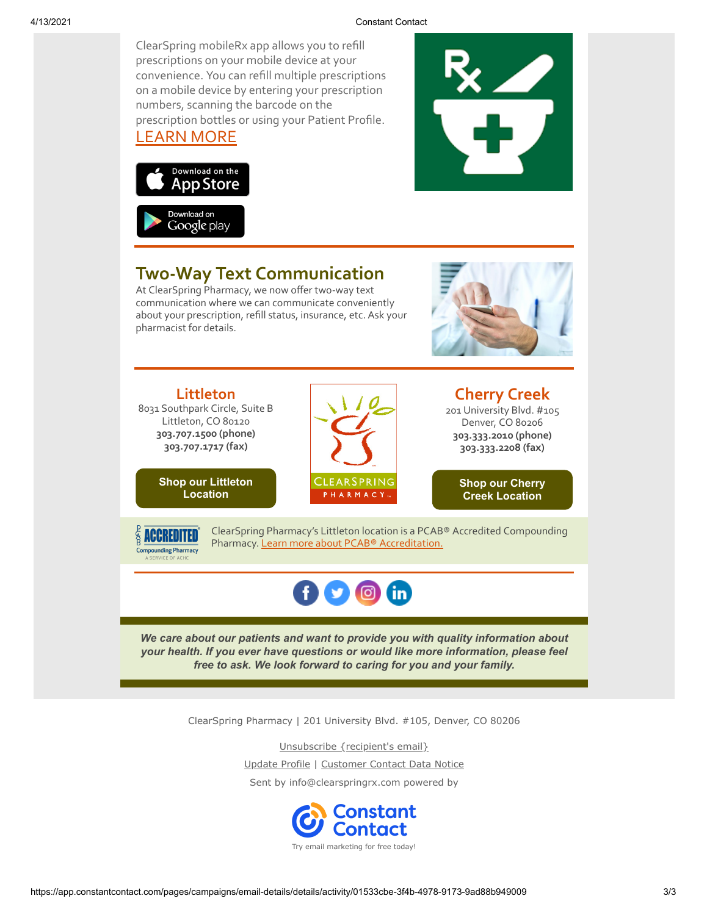ClearSpring mobileRx app allows you to refill prescriptions on your mobile device at your convenience. You can refill multiple prescriptions on a mobile device by entering your prescription numbers, scanning the barcode on the prescription bottles or using your Patient Profile.

LEARN MORE

Download on the App Store

Download on Google play

## Two-Way Text Communication

At ClearSpring Pharmacy, we now offer two-way text communication where we can communicate conveniently about your prescription, refill status, insurance, etc. Ask your pharmacist for details.

### Littleton

8031 Southpark Circle, Suite B
Littleton, CO 80120
**303.707.1500 (phone)**
**303.707.1717 (fax)**

**Shop our Littleton Location**

### Cherry Creek

201 University Blvd. #105
Denver, CO 80206
**303.333.2010 (phone)**
**303.333.2208 (fax)**

**Shop our Cherry Creek Location**

CLEARSPRING PHARMACY

PCAB ACCREDITED Compounding Pharmacy A SERVICE OF ACHC

ClearSpring Pharmacy's Littleton location is a PCAB® Accredited Compounding Pharmacy. Learn more about PCAB® Accreditation.

***We care about our patients and want to provide you with quality information about your health. If you ever have questions or would like more information, please feel free to ask. We look forward to caring for you and your family.***

ClearSpring Pharmacy | 201 University Blvd. #105, Denver, CO 80206

Unsubscribe {recipient's email}

Update Profile | Customer Contact Data Notice

Sent by info@clearspringrx.com powered by

Constant Contact

Try email marketing for free today!